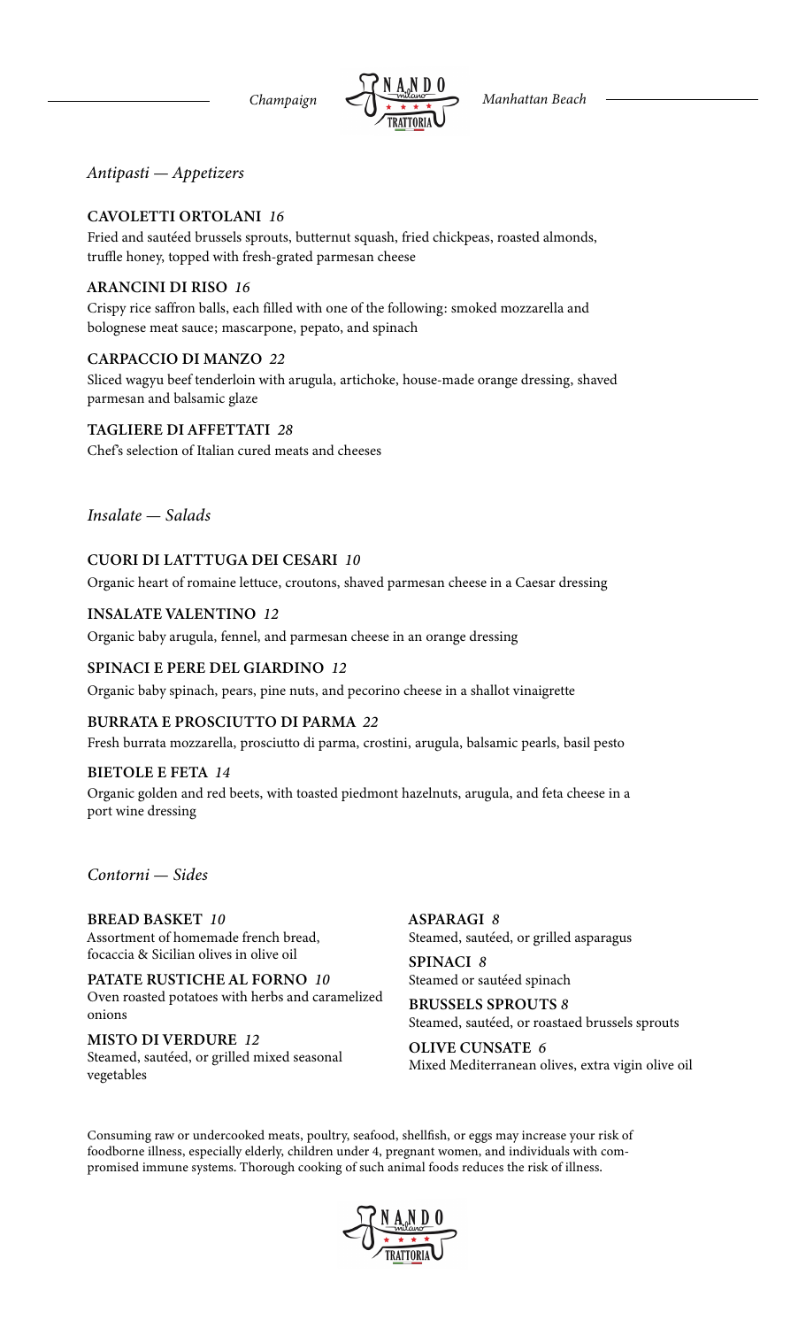*Champaign* NANDO milano TRATTORIA *Manhattan Beach*

## *Antipasti — Appetizers*

**CAVOLETTI ORTOLANI** *16*
Fried and sautéed brussels sprouts, butternut squash, fried chickpeas, roasted almonds, truffle honey, topped with fresh-grated parmesan cheese

**ARANCINI DI RISO** *16*
Crispy rice saffron balls, each filled with one of the following: smoked mozzarella and bolognese meat sauce; mascarpone, pepato, and spinach

**CARPACCIO DI MANZO** *22*
Sliced wagyu beef tenderloin with arugula, artichoke, house-made orange dressing, shaved parmesan and balsamic glaze

**TAGLIERE DI AFFETTATI** *28*
Chef's selection of Italian cured meats and cheeses

## *Insalate — Salads*

**CUORI DI LATTTUGA DEI CESARI** *10*
Organic heart of romaine lettuce, croutons, shaved parmesan cheese in a Caesar dressing

**INSALATE VALENTINO** *12*
Organic baby arugula, fennel, and parmesan cheese in an orange dressing

**SPINACI E PERE DEL GIARDINO** *12*
Organic baby spinach, pears, pine nuts, and pecorino cheese in a shallot vinaigrette

**BURRATA E PROSCIUTTO DI PARMA** *22*
Fresh burrata mozzarella, prosciutto di parma, crostini, arugula, balsamic pearls, basil pesto

**BIETOLE E FETA** *14*
Organic golden and red beets, with toasted piedmont hazelnuts, arugula, and feta cheese in a port wine dressing

## *Contorni — Sides*

**BREAD BASKET** *10*
Assortment of homemade french bread, focaccia & Sicilian olives in olive oil

**PATATE RUSTICHE AL FORNO** *10*
Oven roasted potatoes with herbs and caramelized onions

**MISTO DI VERDURE** *12*
Steamed, sautéed, or grilled mixed seasonal vegetables

**ASPARAGI** *8*
Steamed, sautéed, or grilled asparagus

**SPINACI** *8*
Steamed or sautéed spinach

**BRUSSELS SPROUTS** *8*
Steamed, sautéed, or roastaed brussels sprouts

**OLIVE CUNSATE** *6*
Mixed Mediterranean olives, extra vigin olive oil

Consuming raw or undercooked meats, poultry, seafood, shellfish, or eggs may increase your risk of foodborne illness, especially elderly, children under 4, pregnant women, and individuals with compromised immune systems. Thorough cooking of such animal foods reduces the risk of illness.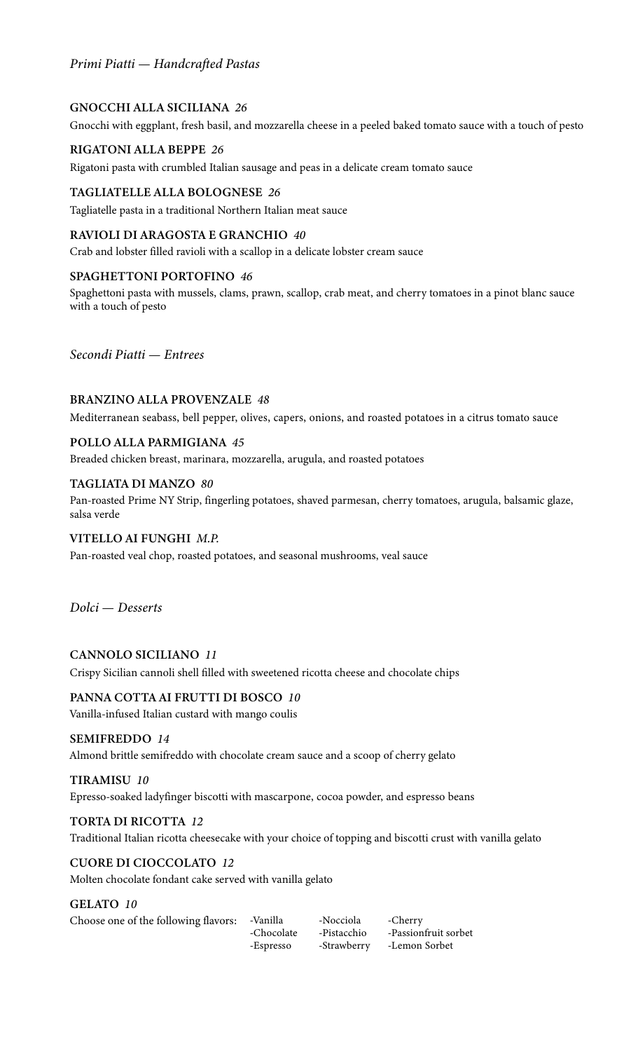## *Primi Piatti — Handcrafted Pastas*

**GNOCCHI ALLA SICILIANA** *26*
Gnocchi with eggplant, fresh basil, and mozzarella cheese in a peeled baked tomato sauce with a touch of pesto

**RIGATONI ALLA BEPPE** *26*
Rigatoni pasta with crumbled Italian sausage and peas in a delicate cream tomato sauce

**TAGLIATELLE ALLA BOLOGNESE** *26*
Tagliatelle pasta in a traditional Northern Italian meat sauce

**RAVIOLI DI ARAGOSTA E GRANCHIO** *40*
Crab and lobster filled ravioli with a scallop in a delicate lobster cream sauce

**SPAGHETTONI PORTOFINO** *46*
Spaghettoni pasta with mussels, clams, prawn, scallop, crab meat, and cherry tomatoes in a pinot blanc sauce with a touch of pesto

## *Secondi Piatti — Entrees*

**BRANZINO ALLA PROVENZALE** *48*
Mediterranean seabass, bell pepper, olives, capers, onions, and roasted potatoes in a citrus tomato sauce

**POLLO ALLA PARMIGIANA** *45*
Breaded chicken breast, marinara, mozzarella, arugula, and roasted potatoes

**TAGLIATA DI MANZO** *80*
Pan-roasted Prime NY Strip, fingerling potatoes, shaved parmesan, cherry tomatoes, arugula, balsamic glaze, salsa verde

**VITELLO AI FUNGHI** *M.P.*
Pan-roasted veal chop, roasted potatoes, and seasonal mushrooms, veal sauce

## *Dolci — Desserts*

**CANNOLO SICILIANO** *11*
Crispy Sicilian cannoli shell filled with sweetened ricotta cheese and chocolate chips

**PANNA COTTA AI FRUTTI DI BOSCO** *10*
Vanilla-infused Italian custard with mango coulis

**SEMIFREDDO** *14*
Almond brittle semifreddo with chocolate cream sauce and a scoop of cherry gelato

**TIRAMISU** *10*
Epresso-soaked ladyfinger biscotti with mascarpone, cocoa powder, and espresso beans

**TORTA DI RICOTTA** *12*
Traditional Italian ricotta cheesecake with your choice of topping and biscotti crust with vanilla gelato

**CUORE DI CIOCCOLATO** *12*
Molten chocolate fondant cake served with vanilla gelato

**GELATO** *10*
Choose one of the following flavors:

- Vanilla
- Chocolate
- Espresso
- Nocciola
- Pistacchio
- Strawberry
- Cherry
- Passionfruit sorbet
- Lemon Sorbet